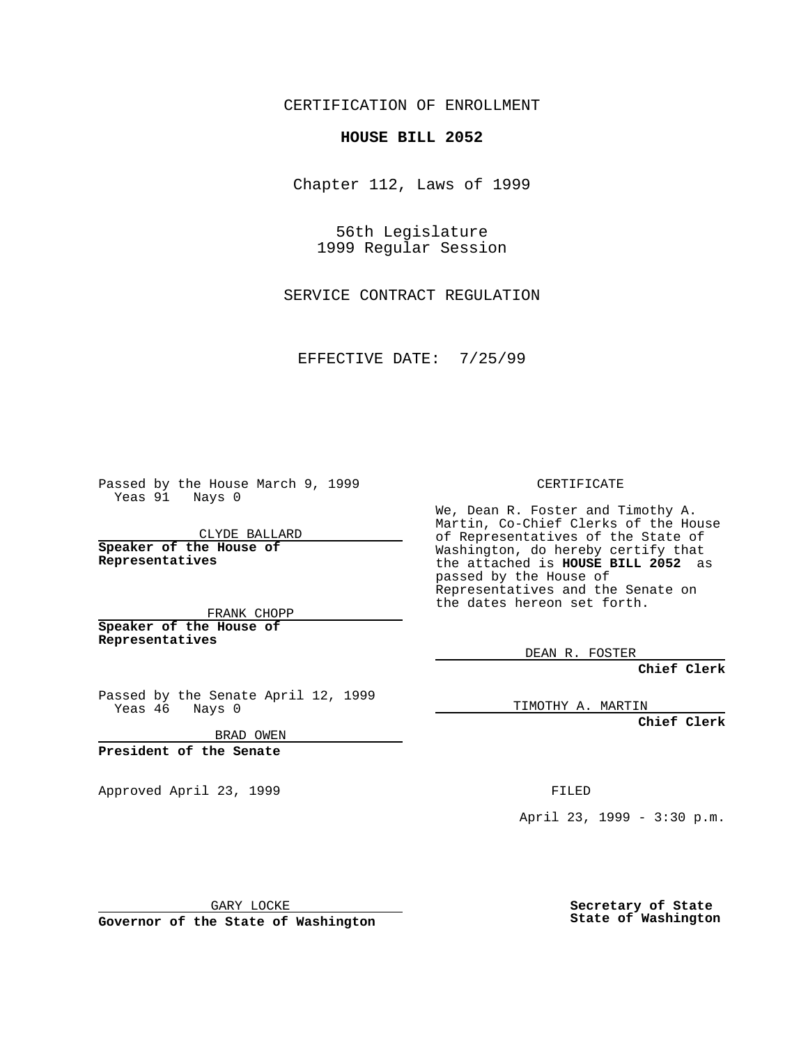CERTIFICATION OF ENROLLMENT

**HOUSE BILL 2052**

Chapter 112, Laws of 1999

56th Legislature
1999 Regular Session

SERVICE CONTRACT REGULATION

EFFECTIVE DATE: 7/25/99

Passed by the House March 9, 1999
Yeas 91 Nays 0

CLYDE BALLARD

**Speaker of the House of Representatives**

FRANK CHOPP

**Speaker of the House of Representatives**

Passed by the Senate April 12, 1999
Yeas 46 Nays 0

BRAD OWEN

**President of the Senate**

Approved April 23, 1999

GARY LOCKE

**Governor of the State of Washington**

CERTIFICATE

We, Dean R. Foster and Timothy A. Martin, Co-Chief Clerks of the House of Representatives of the State of Washington, do hereby certify that the attached is **HOUSE BILL 2052** as passed by the House of Representatives and the Senate on the dates hereon set forth.

DEAN R. FOSTER

**Chief Clerk**

TIMOTHY A. MARTIN

**Chief Clerk**

FILED

April 23, 1999 - 3:30 p.m.

**Secretary of State**
**State of Washington**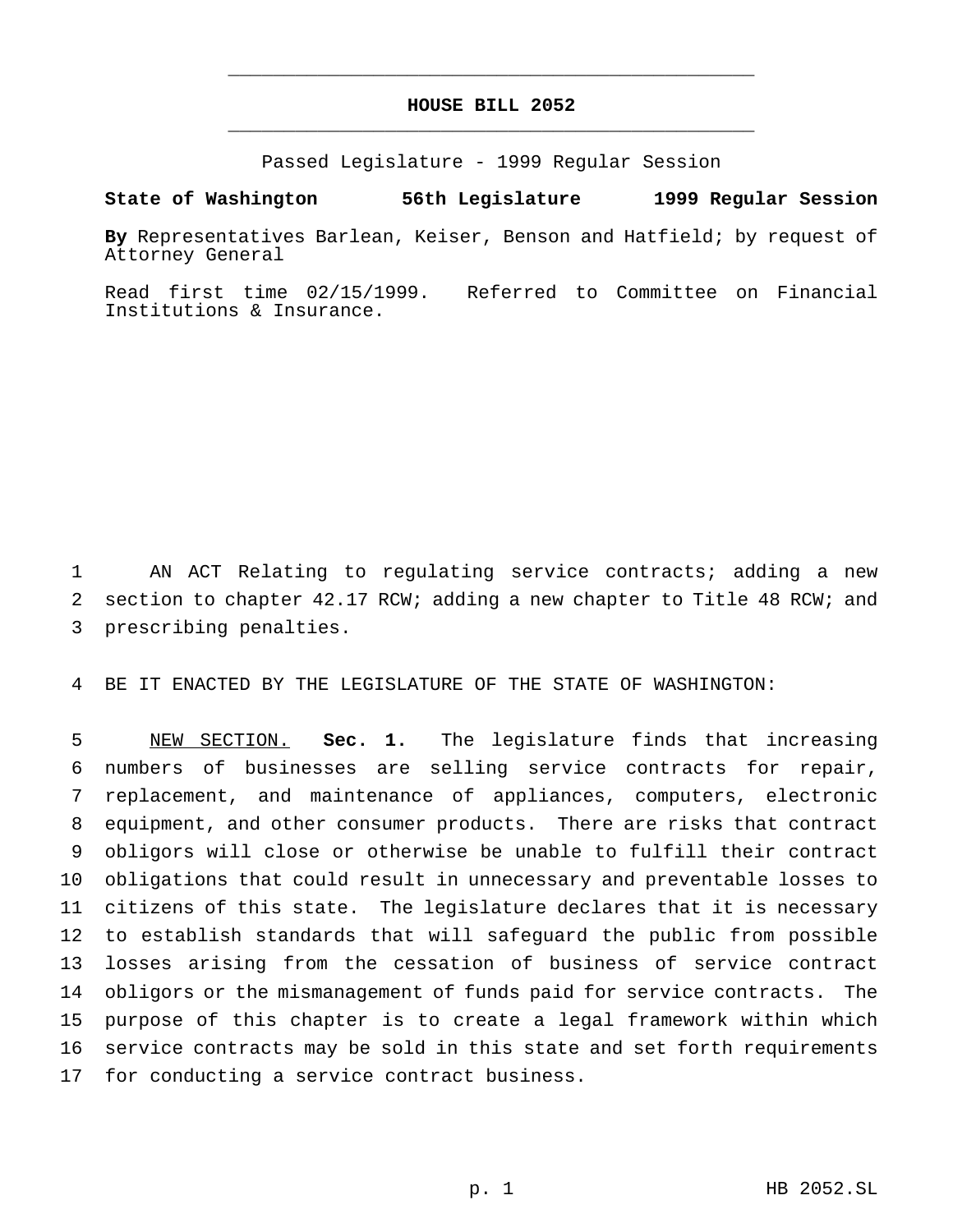# HOUSE BILL 2052

Passed Legislature - 1999 Regular Session

**State of Washington 56th Legislature 1999 Regular Session**

**By** Representatives Barlean, Keiser, Benson and Hatfield; by request of Attorney General

Read first time 02/15/1999. Referred to Committee on Financial Institutions & Insurance.

AN ACT Relating to regulating service contracts; adding a new section to chapter 42.17 RCW; adding a new chapter to Title 48 RCW; and prescribing penalties.

BE IT ENACTED BY THE LEGISLATURE OF THE STATE OF WASHINGTON:

NEW SECTION. **Sec. 1.** The legislature finds that increasing numbers of businesses are selling service contracts for repair, replacement, and maintenance of appliances, computers, electronic equipment, and other consumer products. There are risks that contract obligors will close or otherwise be unable to fulfill their contract obligations that could result in unnecessary and preventable losses to citizens of this state. The legislature declares that it is necessary to establish standards that will safeguard the public from possible losses arising from the cessation of business of service contract obligors or the mismanagement of funds paid for service contracts. The purpose of this chapter is to create a legal framework within which service contracts may be sold in this state and set forth requirements for conducting a service contract business.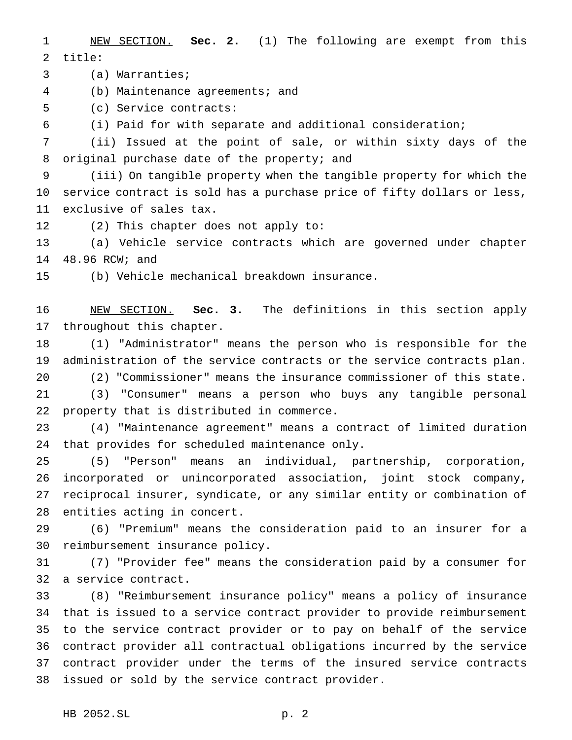NEW SECTION. **Sec. 2.** (1) The following are exempt from this title:

(a) Warranties;

(b) Maintenance agreements; and

(c) Service contracts:

(i) Paid for with separate and additional consideration;

(ii) Issued at the point of sale, or within sixty days of the original purchase date of the property; and

(iii) On tangible property when the tangible property for which the service contract is sold has a purchase price of fifty dollars or less, exclusive of sales tax.

(2) This chapter does not apply to:

(a) Vehicle service contracts which are governed under chapter 48.96 RCW; and

(b) Vehicle mechanical breakdown insurance.

NEW SECTION. **Sec. 3.** The definitions in this section apply throughout this chapter.

(1) "Administrator" means the person who is responsible for the administration of the service contracts or the service contracts plan.

(2) "Commissioner" means the insurance commissioner of this state.

(3) "Consumer" means a person who buys any tangible personal property that is distributed in commerce.

(4) "Maintenance agreement" means a contract of limited duration that provides for scheduled maintenance only.

(5) "Person" means an individual, partnership, corporation, incorporated or unincorporated association, joint stock company, reciprocal insurer, syndicate, or any similar entity or combination of entities acting in concert.

(6) "Premium" means the consideration paid to an insurer for a reimbursement insurance policy.

(7) "Provider fee" means the consideration paid by a consumer for a service contract.

(8) "Reimbursement insurance policy" means a policy of insurance that is issued to a service contract provider to provide reimbursement to the service contract provider or to pay on behalf of the service contract provider all contractual obligations incurred by the service contract provider under the terms of the insured service contracts issued or sold by the service contract provider.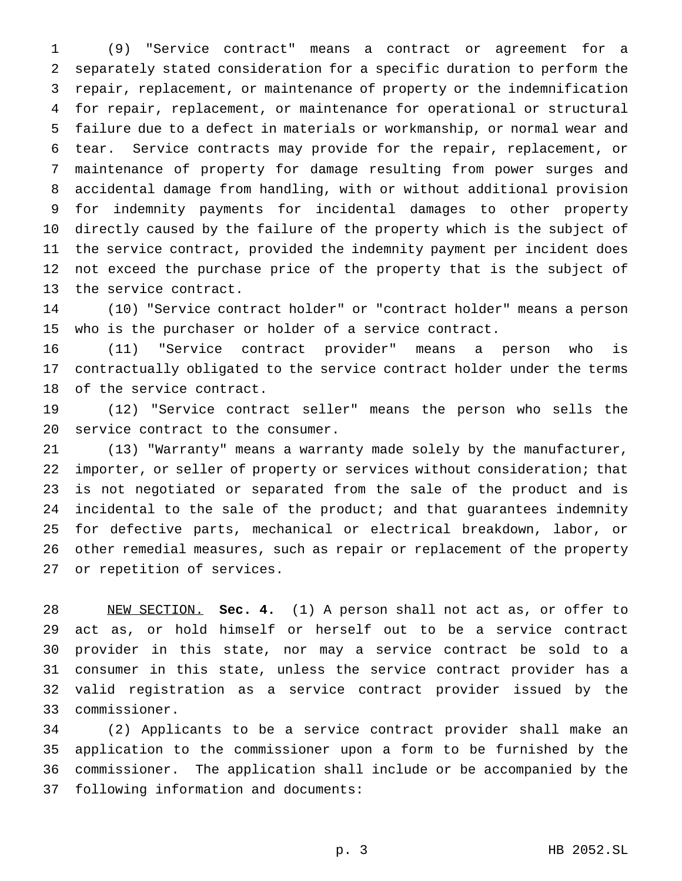(9) "Service contract" means a contract or agreement for a separately stated consideration for a specific duration to perform the repair, replacement, or maintenance of property or the indemnification for repair, replacement, or maintenance for operational or structural failure due to a defect in materials or workmanship, or normal wear and tear. Service contracts may provide for the repair, replacement, or maintenance of property for damage resulting from power surges and accidental damage from handling, with or without additional provision for indemnity payments for incidental damages to other property directly caused by the failure of the property which is the subject of the service contract, provided the indemnity payment per incident does not exceed the purchase price of the property that is the subject of the service contract.

(10) "Service contract holder" or "contract holder" means a person who is the purchaser or holder of a service contract.

(11) "Service contract provider" means a person who is contractually obligated to the service contract holder under the terms of the service contract.

(12) "Service contract seller" means the person who sells the service contract to the consumer.

(13) "Warranty" means a warranty made solely by the manufacturer, importer, or seller of property or services without consideration; that is not negotiated or separated from the sale of the product and is incidental to the sale of the product; and that guarantees indemnity for defective parts, mechanical or electrical breakdown, labor, or other remedial measures, such as repair or replacement of the property or repetition of services.

NEW SECTION. **Sec. 4.** (1) A person shall not act as, or offer to act as, or hold himself or herself out to be a service contract provider in this state, nor may a service contract be sold to a consumer in this state, unless the service contract provider has a valid registration as a service contract provider issued by the commissioner.

(2) Applicants to be a service contract provider shall make an application to the commissioner upon a form to be furnished by the commissioner. The application shall include or be accompanied by the following information and documents: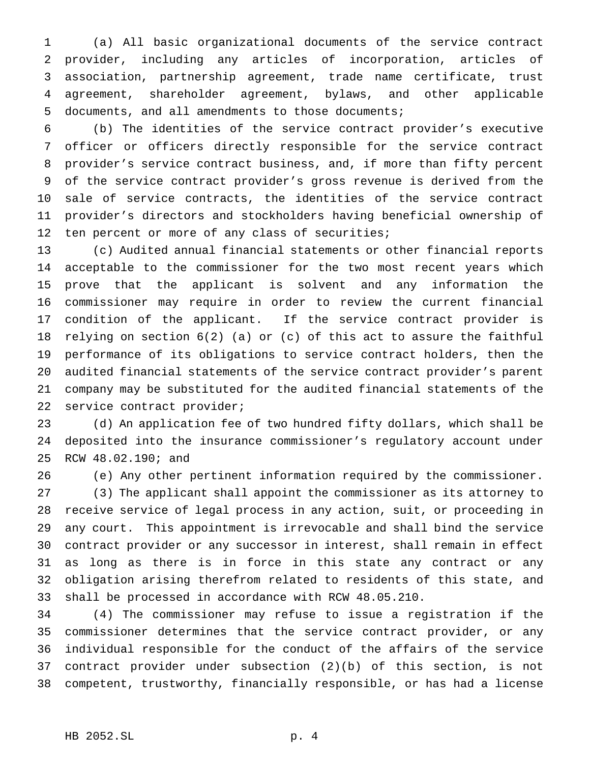(a) All basic organizational documents of the service contract provider, including any articles of incorporation, articles of association, partnership agreement, trade name certificate, trust agreement, shareholder agreement, bylaws, and other applicable documents, and all amendments to those documents;

(b) The identities of the service contract provider's executive officer or officers directly responsible for the service contract provider's service contract business, and, if more than fifty percent of the service contract provider's gross revenue is derived from the sale of service contracts, the identities of the service contract provider's directors and stockholders having beneficial ownership of ten percent or more of any class of securities;

(c) Audited annual financial statements or other financial reports acceptable to the commissioner for the two most recent years which prove that the applicant is solvent and any information the commissioner may require in order to review the current financial condition of the applicant. If the service contract provider is relying on section 6(2) (a) or (c) of this act to assure the faithful performance of its obligations to service contract holders, then the audited financial statements of the service contract provider's parent company may be substituted for the audited financial statements of the service contract provider;

(d) An application fee of two hundred fifty dollars, which shall be deposited into the insurance commissioner's regulatory account under RCW 48.02.190; and

(e) Any other pertinent information required by the commissioner.

(3) The applicant shall appoint the commissioner as its attorney to receive service of legal process in any action, suit, or proceeding in any court. This appointment is irrevocable and shall bind the service contract provider or any successor in interest, shall remain in effect as long as there is in force in this state any contract or any obligation arising therefrom related to residents of this state, and shall be processed in accordance with RCW 48.05.210.

(4) The commissioner may refuse to issue a registration if the commissioner determines that the service contract provider, or any individual responsible for the conduct of the affairs of the service contract provider under subsection (2)(b) of this section, is not competent, trustworthy, financially responsible, or has had a license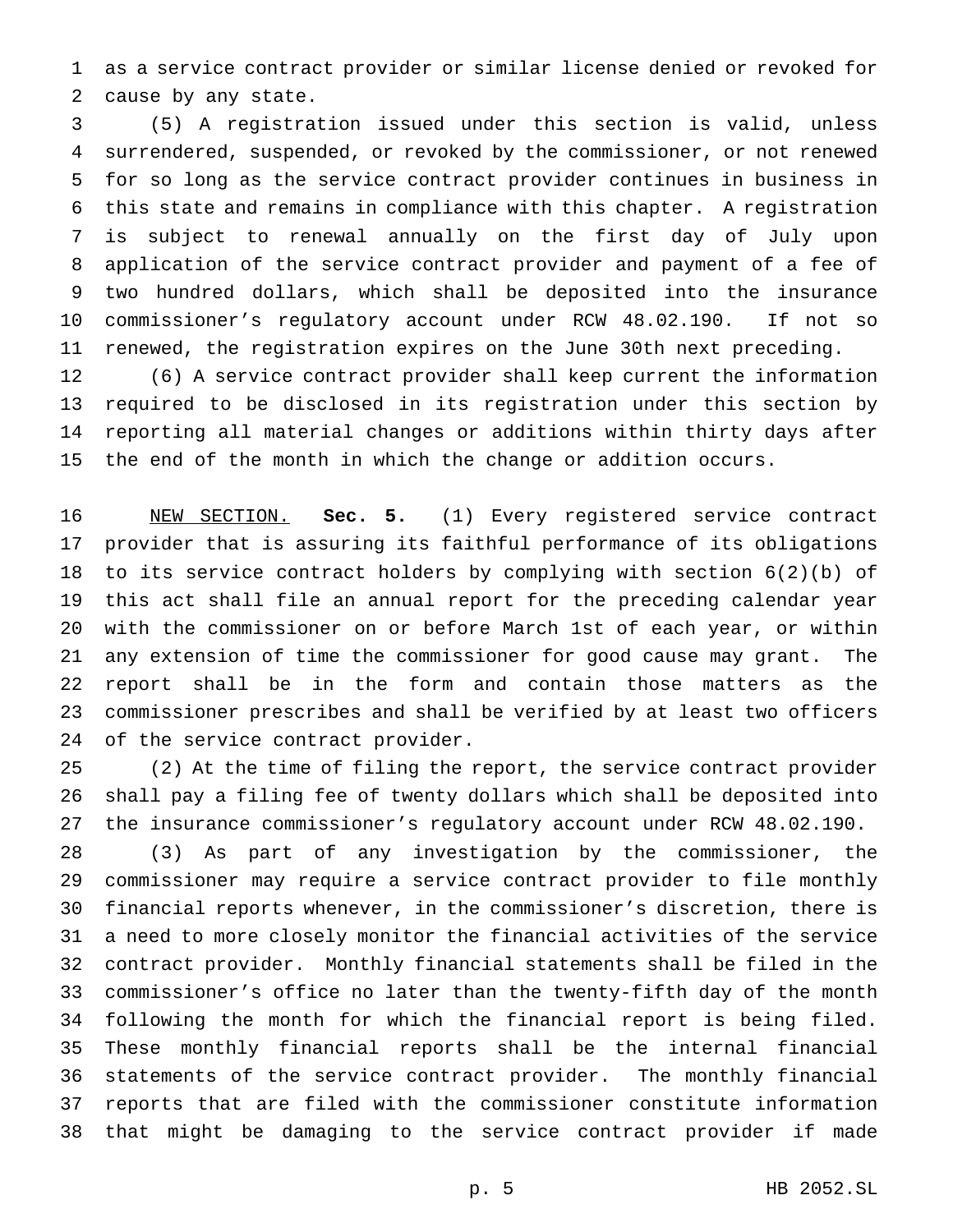as a service contract provider or similar license denied or revoked for cause by any state.

(5) A registration issued under this section is valid, unless surrendered, suspended, or revoked by the commissioner, or not renewed for so long as the service contract provider continues in business in this state and remains in compliance with this chapter. A registration is subject to renewal annually on the first day of July upon application of the service contract provider and payment of a fee of two hundred dollars, which shall be deposited into the insurance commissioner's regulatory account under RCW 48.02.190. If not so renewed, the registration expires on the June 30th next preceding.

(6) A service contract provider shall keep current the information required to be disclosed in its registration under this section by reporting all material changes or additions within thirty days after the end of the month in which the change or addition occurs.

NEW SECTION. **Sec. 5.** (1) Every registered service contract provider that is assuring its faithful performance of its obligations to its service contract holders by complying with section 6(2)(b) of this act shall file an annual report for the preceding calendar year with the commissioner on or before March 1st of each year, or within any extension of time the commissioner for good cause may grant. The report shall be in the form and contain those matters as the commissioner prescribes and shall be verified by at least two officers of the service contract provider.

(2) At the time of filing the report, the service contract provider shall pay a filing fee of twenty dollars which shall be deposited into the insurance commissioner's regulatory account under RCW 48.02.190.

(3) As part of any investigation by the commissioner, the commissioner may require a service contract provider to file monthly financial reports whenever, in the commissioner's discretion, there is a need to more closely monitor the financial activities of the service contract provider. Monthly financial statements shall be filed in the commissioner's office no later than the twenty-fifth day of the month following the month for which the financial report is being filed. These monthly financial reports shall be the internal financial statements of the service contract provider. The monthly financial reports that are filed with the commissioner constitute information that might be damaging to the service contract provider if made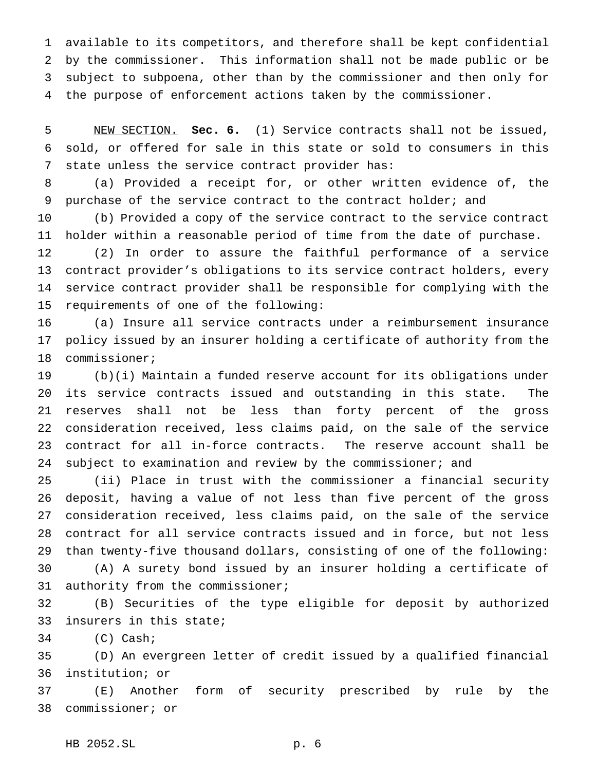available to its competitors, and therefore shall be kept confidential by the commissioner. This information shall not be made public or be subject to subpoena, other than by the commissioner and then only for the purpose of enforcement actions taken by the commissioner.

NEW SECTION. **Sec. 6.** (1) Service contracts shall not be issued, sold, or offered for sale in this state or sold to consumers in this state unless the service contract provider has:

(a) Provided a receipt for, or other written evidence of, the purchase of the service contract to the contract holder; and

(b) Provided a copy of the service contract to the service contract holder within a reasonable period of time from the date of purchase.

(2) In order to assure the faithful performance of a service contract provider's obligations to its service contract holders, every service contract provider shall be responsible for complying with the requirements of one of the following:

(a) Insure all service contracts under a reimbursement insurance policy issued by an insurer holding a certificate of authority from the commissioner;

(b)(i) Maintain a funded reserve account for its obligations under its service contracts issued and outstanding in this state. The reserves shall not be less than forty percent of the gross consideration received, less claims paid, on the sale of the service contract for all in-force contracts. The reserve account shall be subject to examination and review by the commissioner; and

(ii) Place in trust with the commissioner a financial security deposit, having a value of not less than five percent of the gross consideration received, less claims paid, on the sale of the service contract for all service contracts issued and in force, but not less than twenty-five thousand dollars, consisting of one of the following:

(A) A surety bond issued by an insurer holding a certificate of authority from the commissioner;

(B) Securities of the type eligible for deposit by authorized insurers in this state;

(C) Cash;

(D) An evergreen letter of credit issued by a qualified financial institution; or

(E) Another form of security prescribed by rule by the commissioner; or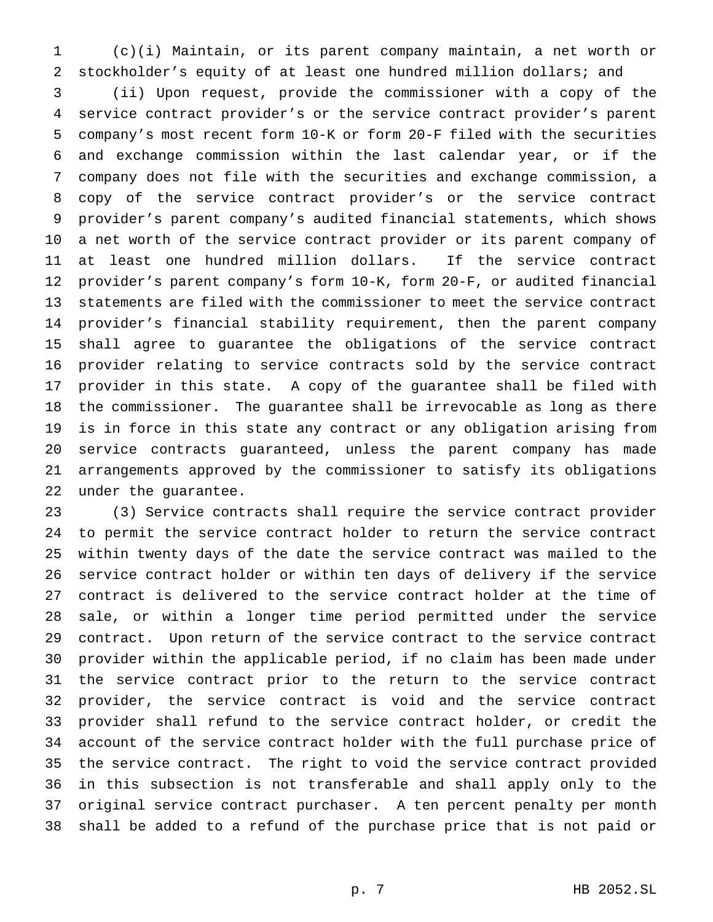(c)(i) Maintain, or its parent company maintain, a net worth or stockholder's equity of at least one hundred million dollars; and

(ii) Upon request, provide the commissioner with a copy of the service contract provider's or the service contract provider's parent company's most recent form 10-K or form 20-F filed with the securities and exchange commission within the last calendar year, or if the company does not file with the securities and exchange commission, a copy of the service contract provider's or the service contract provider's parent company's audited financial statements, which shows a net worth of the service contract provider or its parent company of at least one hundred million dollars. If the service contract provider's parent company's form 10-K, form 20-F, or audited financial statements are filed with the commissioner to meet the service contract provider's financial stability requirement, then the parent company shall agree to guarantee the obligations of the service contract provider relating to service contracts sold by the service contract provider in this state. A copy of the guarantee shall be filed with the commissioner. The guarantee shall be irrevocable as long as there is in force in this state any contract or any obligation arising from service contracts guaranteed, unless the parent company has made arrangements approved by the commissioner to satisfy its obligations under the guarantee.

(3) Service contracts shall require the service contract provider to permit the service contract holder to return the service contract within twenty days of the date the service contract was mailed to the service contract holder or within ten days of delivery if the service contract is delivered to the service contract holder at the time of sale, or within a longer time period permitted under the service contract. Upon return of the service contract to the service contract provider within the applicable period, if no claim has been made under the service contract prior to the return to the service contract provider, the service contract is void and the service contract provider shall refund to the service contract holder, or credit the account of the service contract holder with the full purchase price of the service contract. The right to void the service contract provided in this subsection is not transferable and shall apply only to the original service contract purchaser. A ten percent penalty per month shall be added to a refund of the purchase price that is not paid or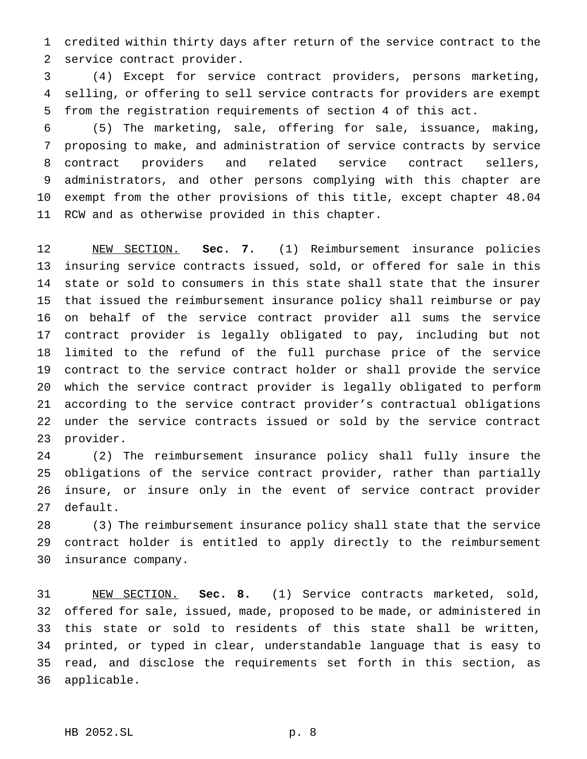credited within thirty days after return of the service contract to the service contract provider.

(4) Except for service contract providers, persons marketing, selling, or offering to sell service contracts for providers are exempt from the registration requirements of section 4 of this act.

(5) The marketing, sale, offering for sale, issuance, making, proposing to make, and administration of service contracts by service contract providers and related service contract sellers, administrators, and other persons complying with this chapter are exempt from the other provisions of this title, except chapter 48.04 RCW and as otherwise provided in this chapter.

NEW SECTION. **Sec. 7.** (1) Reimbursement insurance policies insuring service contracts issued, sold, or offered for sale in this state or sold to consumers in this state shall state that the insurer that issued the reimbursement insurance policy shall reimburse or pay on behalf of the service contract provider all sums the service contract provider is legally obligated to pay, including but not limited to the refund of the full purchase price of the service contract to the service contract holder or shall provide the service which the service contract provider is legally obligated to perform according to the service contract provider's contractual obligations under the service contracts issued or sold by the service contract provider.

(2) The reimbursement insurance policy shall fully insure the obligations of the service contract provider, rather than partially insure, or insure only in the event of service contract provider default.

(3) The reimbursement insurance policy shall state that the service contract holder is entitled to apply directly to the reimbursement insurance company.

NEW SECTION. **Sec. 8.** (1) Service contracts marketed, sold, offered for sale, issued, made, proposed to be made, or administered in this state or sold to residents of this state shall be written, printed, or typed in clear, understandable language that is easy to read, and disclose the requirements set forth in this section, as applicable.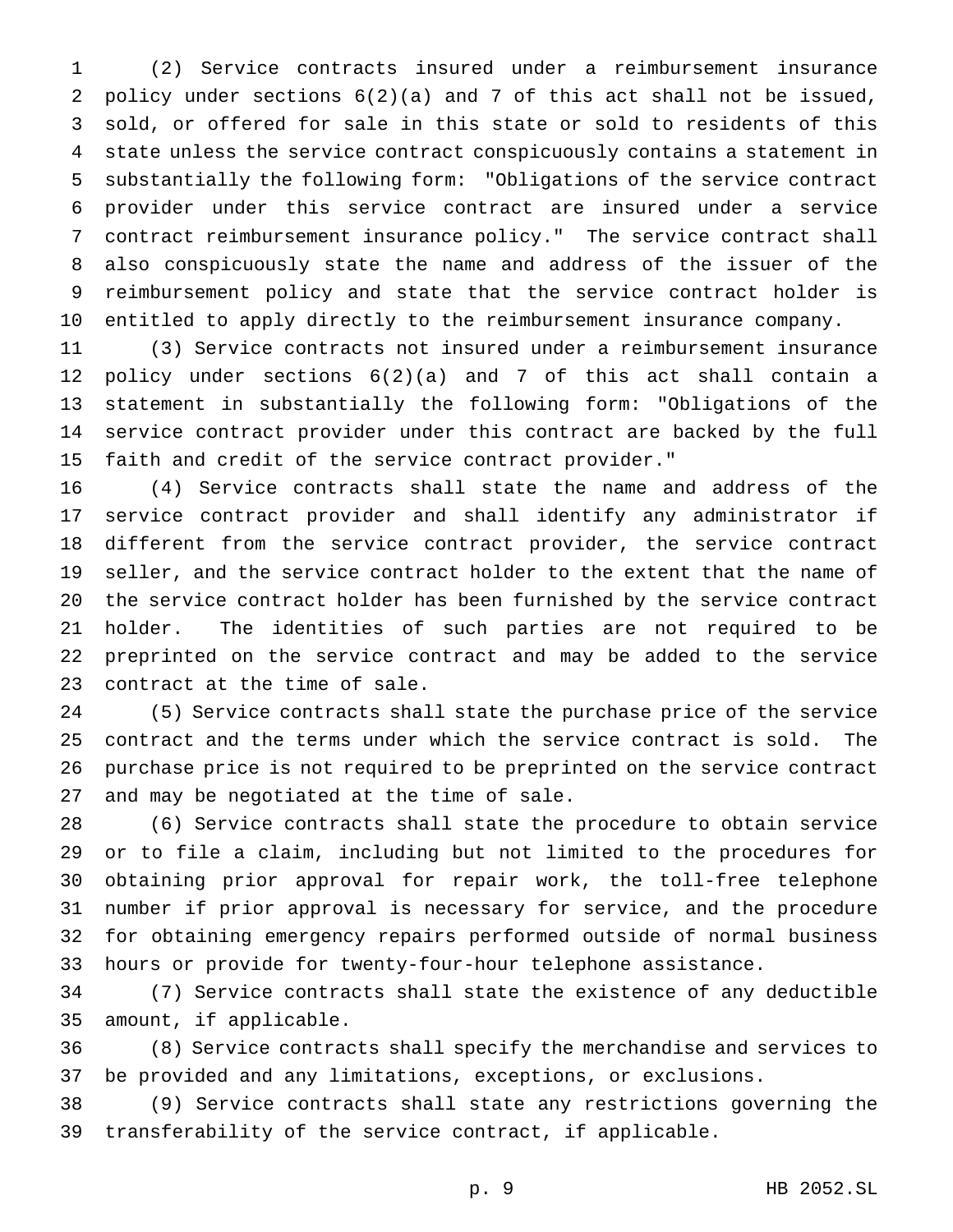(2) Service contracts insured under a reimbursement insurance policy under sections 6(2)(a) and 7 of this act shall not be issued, sold, or offered for sale in this state or sold to residents of this state unless the service contract conspicuously contains a statement in substantially the following form: "Obligations of the service contract provider under this service contract are insured under a service contract reimbursement insurance policy." The service contract shall also conspicuously state the name and address of the issuer of the reimbursement policy and state that the service contract holder is entitled to apply directly to the reimbursement insurance company.

(3) Service contracts not insured under a reimbursement insurance policy under sections 6(2)(a) and 7 of this act shall contain a statement in substantially the following form: "Obligations of the service contract provider under this contract are backed by the full faith and credit of the service contract provider."

(4) Service contracts shall state the name and address of the service contract provider and shall identify any administrator if different from the service contract provider, the service contract seller, and the service contract holder to the extent that the name of the service contract holder has been furnished by the service contract holder. The identities of such parties are not required to be preprinted on the service contract and may be added to the service contract at the time of sale.

(5) Service contracts shall state the purchase price of the service contract and the terms under which the service contract is sold. The purchase price is not required to be preprinted on the service contract and may be negotiated at the time of sale.

(6) Service contracts shall state the procedure to obtain service or to file a claim, including but not limited to the procedures for obtaining prior approval for repair work, the toll-free telephone number if prior approval is necessary for service, and the procedure for obtaining emergency repairs performed outside of normal business hours or provide for twenty-four-hour telephone assistance.

(7) Service contracts shall state the existence of any deductible amount, if applicable.

(8) Service contracts shall specify the merchandise and services to be provided and any limitations, exceptions, or exclusions.

(9) Service contracts shall state any restrictions governing the transferability of the service contract, if applicable.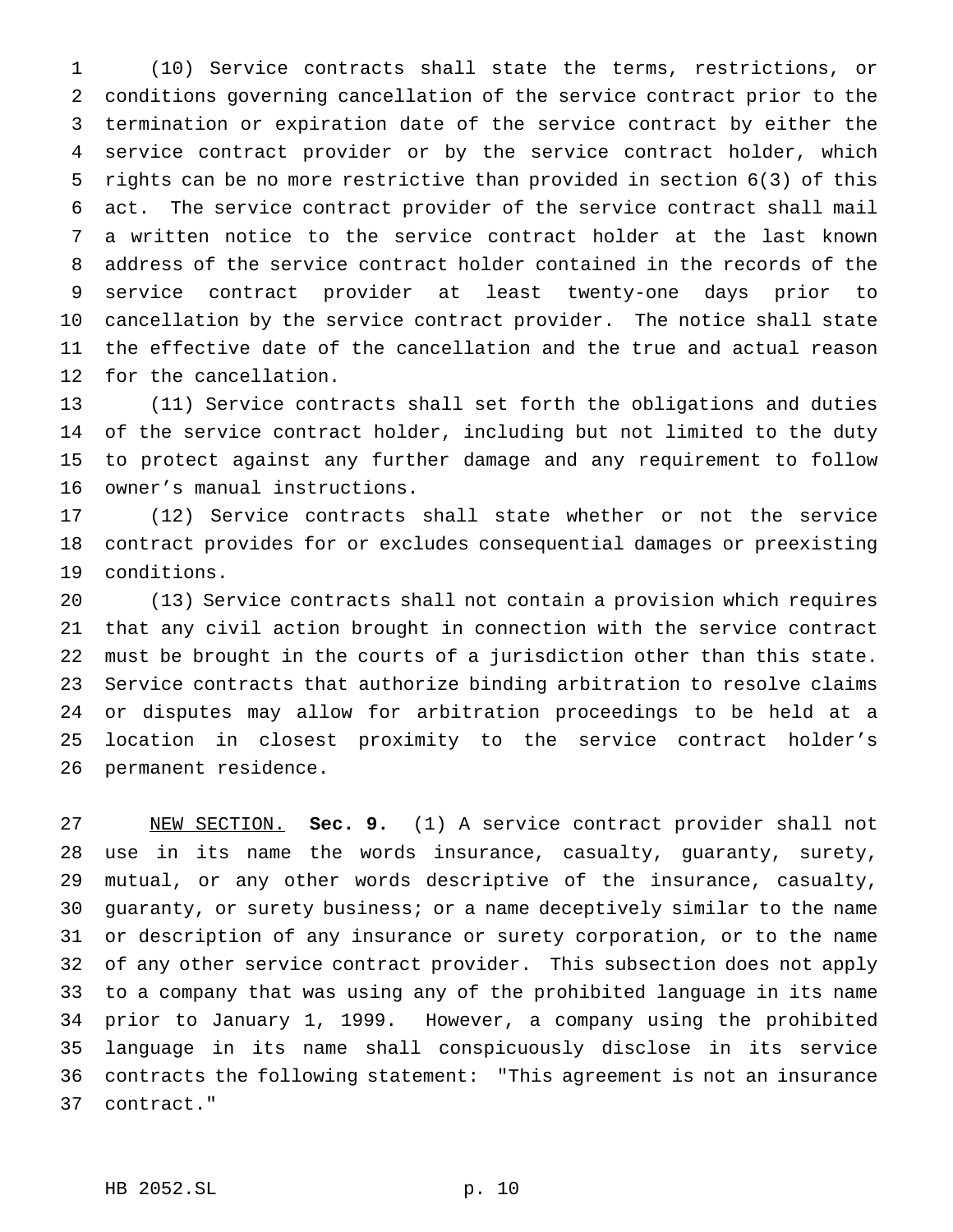(10) Service contracts shall state the terms, restrictions, or conditions governing cancellation of the service contract prior to the termination or expiration date of the service contract by either the service contract provider or by the service contract holder, which rights can be no more restrictive than provided in section 6(3) of this act. The service contract provider of the service contract shall mail a written notice to the service contract holder at the last known address of the service contract holder contained in the records of the service contract provider at least twenty-one days prior to cancellation by the service contract provider. The notice shall state the effective date of the cancellation and the true and actual reason for the cancellation.

(11) Service contracts shall set forth the obligations and duties of the service contract holder, including but not limited to the duty to protect against any further damage and any requirement to follow owner's manual instructions.

(12) Service contracts shall state whether or not the service contract provides for or excludes consequential damages or preexisting conditions.

(13) Service contracts shall not contain a provision which requires that any civil action brought in connection with the service contract must be brought in the courts of a jurisdiction other than this state. Service contracts that authorize binding arbitration to resolve claims or disputes may allow for arbitration proceedings to be held at a location in closest proximity to the service contract holder's permanent residence.

NEW SECTION. **Sec. 9.** (1) A service contract provider shall not use in its name the words insurance, casualty, guaranty, surety, mutual, or any other words descriptive of the insurance, casualty, guaranty, or surety business; or a name deceptively similar to the name or description of any insurance or surety corporation, or to the name of any other service contract provider. This subsection does not apply to a company that was using any of the prohibited language in its name prior to January 1, 1999. However, a company using the prohibited language in its name shall conspicuously disclose in its service contracts the following statement: "This agreement is not an insurance contract."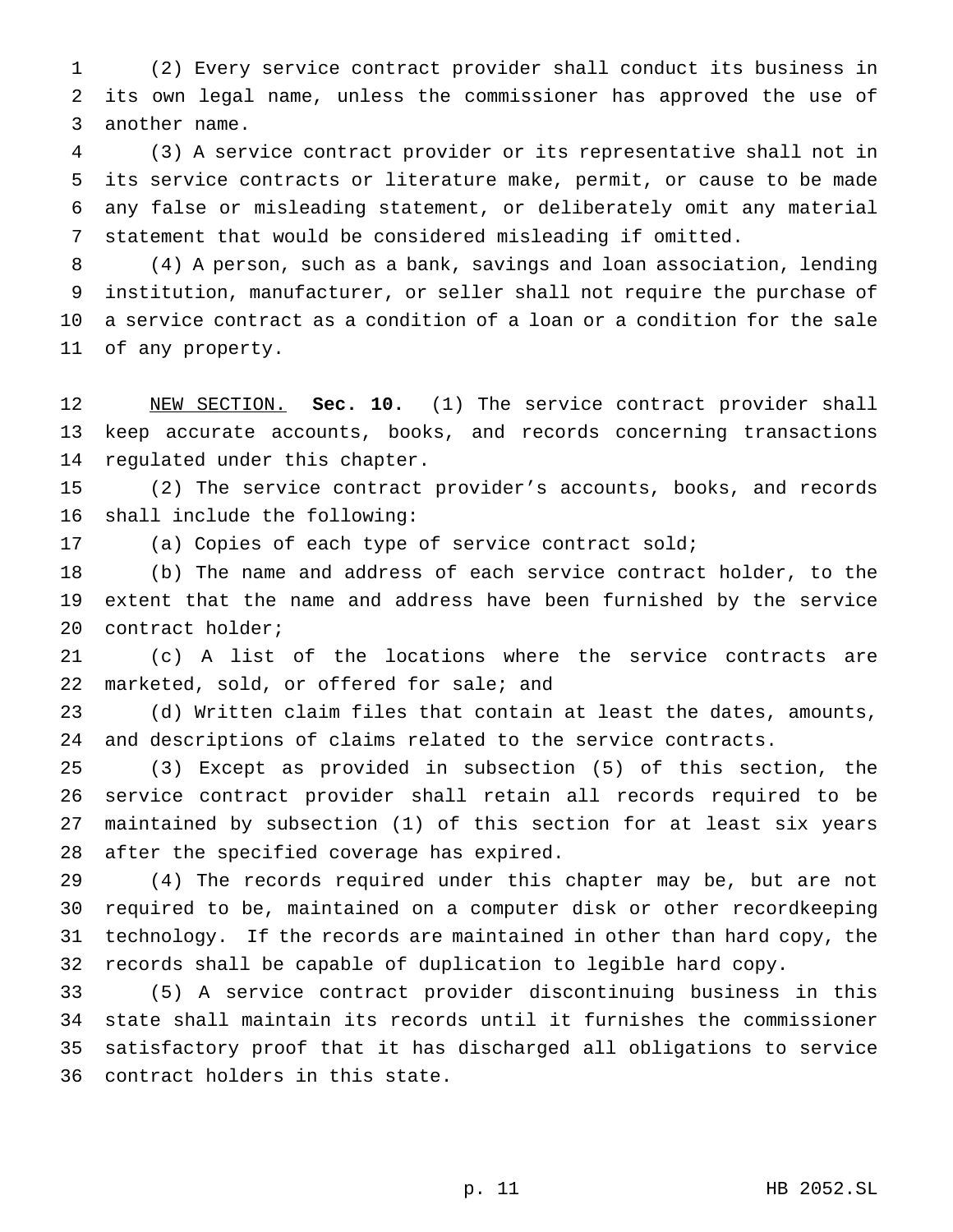(2) Every service contract provider shall conduct its business in its own legal name, unless the commissioner has approved the use of another name.

(3) A service contract provider or its representative shall not in its service contracts or literature make, permit, or cause to be made any false or misleading statement, or deliberately omit any material statement that would be considered misleading if omitted.

(4) A person, such as a bank, savings and loan association, lending institution, manufacturer, or seller shall not require the purchase of a service contract as a condition of a loan or a condition for the sale of any property.

NEW SECTION. **Sec. 10.** (1) The service contract provider shall keep accurate accounts, books, and records concerning transactions regulated under this chapter.

(2) The service contract provider's accounts, books, and records shall include the following:

(a) Copies of each type of service contract sold;

(b) The name and address of each service contract holder, to the extent that the name and address have been furnished by the service contract holder;

(c) A list of the locations where the service contracts are marketed, sold, or offered for sale; and

(d) Written claim files that contain at least the dates, amounts, and descriptions of claims related to the service contracts.

(3) Except as provided in subsection (5) of this section, the service contract provider shall retain all records required to be maintained by subsection (1) of this section for at least six years after the specified coverage has expired.

(4) The records required under this chapter may be, but are not required to be, maintained on a computer disk or other recordkeeping technology. If the records are maintained in other than hard copy, the records shall be capable of duplication to legible hard copy.

(5) A service contract provider discontinuing business in this state shall maintain its records until it furnishes the commissioner satisfactory proof that it has discharged all obligations to service contract holders in this state.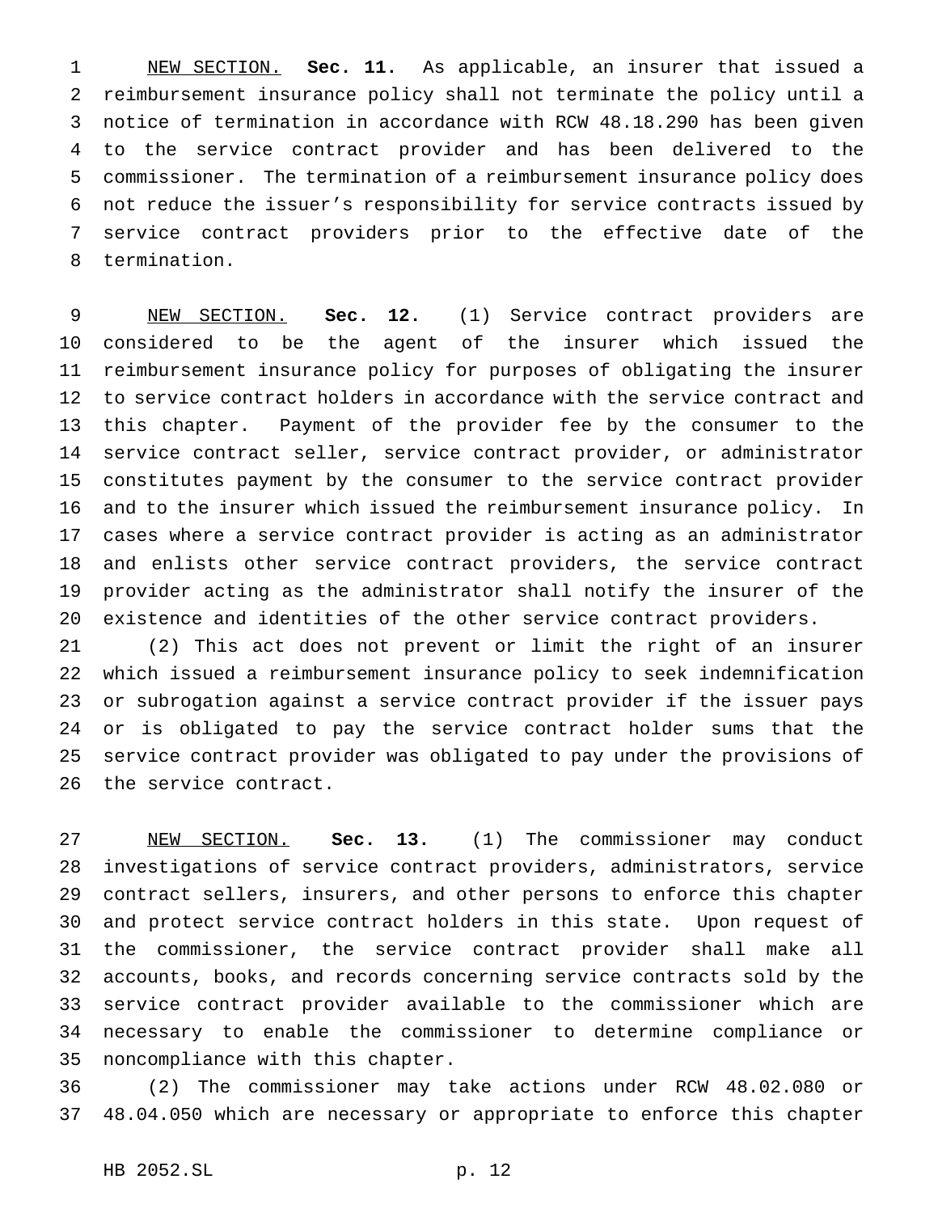NEW SECTION. **Sec. 11.** As applicable, an insurer that issued a reimbursement insurance policy shall not terminate the policy until a notice of termination in accordance with RCW 48.18.290 has been given to the service contract provider and has been delivered to the commissioner. The termination of a reimbursement insurance policy does not reduce the issuer's responsibility for service contracts issued by service contract providers prior to the effective date of the termination.

NEW SECTION. **Sec. 12.** (1) Service contract providers are considered to be the agent of the insurer which issued the reimbursement insurance policy for purposes of obligating the insurer to service contract holders in accordance with the service contract and this chapter. Payment of the provider fee by the consumer to the service contract seller, service contract provider, or administrator constitutes payment by the consumer to the service contract provider and to the insurer which issued the reimbursement insurance policy. In cases where a service contract provider is acting as an administrator and enlists other service contract providers, the service contract provider acting as the administrator shall notify the insurer of the existence and identities of the other service contract providers.

(2) This act does not prevent or limit the right of an insurer which issued a reimbursement insurance policy to seek indemnification or subrogation against a service contract provider if the issuer pays or is obligated to pay the service contract holder sums that the service contract provider was obligated to pay under the provisions of the service contract.

NEW SECTION. **Sec. 13.** (1) The commissioner may conduct investigations of service contract providers, administrators, service contract sellers, insurers, and other persons to enforce this chapter and protect service contract holders in this state. Upon request of the commissioner, the service contract provider shall make all accounts, books, and records concerning service contracts sold by the service contract provider available to the commissioner which are necessary to enable the commissioner to determine compliance or noncompliance with this chapter.

(2) The commissioner may take actions under RCW 48.02.080 or 48.04.050 which are necessary or appropriate to enforce this chapter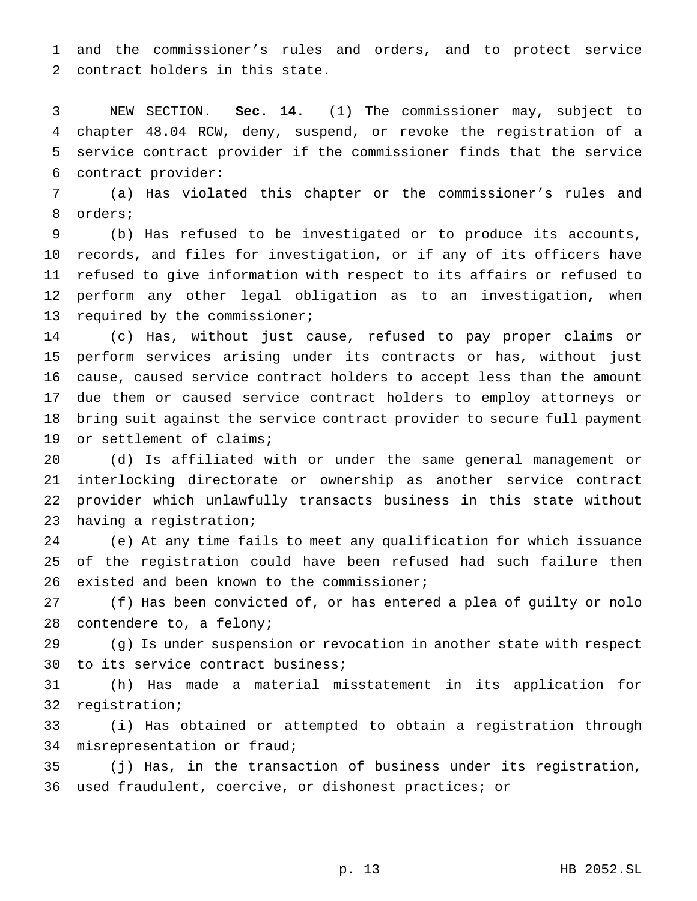and the commissioner's rules and orders, and to protect service contract holders in this state.

NEW SECTION. **Sec. 14.** (1) The commissioner may, subject to chapter 48.04 RCW, deny, suspend, or revoke the registration of a service contract provider if the commissioner finds that the service contract provider:

(a) Has violated this chapter or the commissioner's rules and orders;

(b) Has refused to be investigated or to produce its accounts, records, and files for investigation, or if any of its officers have refused to give information with respect to its affairs or refused to perform any other legal obligation as to an investigation, when required by the commissioner;

(c) Has, without just cause, refused to pay proper claims or perform services arising under its contracts or has, without just cause, caused service contract holders to accept less than the amount due them or caused service contract holders to employ attorneys or bring suit against the service contract provider to secure full payment or settlement of claims;

(d) Is affiliated with or under the same general management or interlocking directorate or ownership as another service contract provider which unlawfully transacts business in this state without having a registration;

(e) At any time fails to meet any qualification for which issuance of the registration could have been refused had such failure then existed and been known to the commissioner;

(f) Has been convicted of, or has entered a plea of guilty or nolo contendere to, a felony;

(g) Is under suspension or revocation in another state with respect to its service contract business;

(h) Has made a material misstatement in its application for registration;

(i) Has obtained or attempted to obtain a registration through misrepresentation or fraud;

(j) Has, in the transaction of business under its registration, used fraudulent, coercive, or dishonest practices; or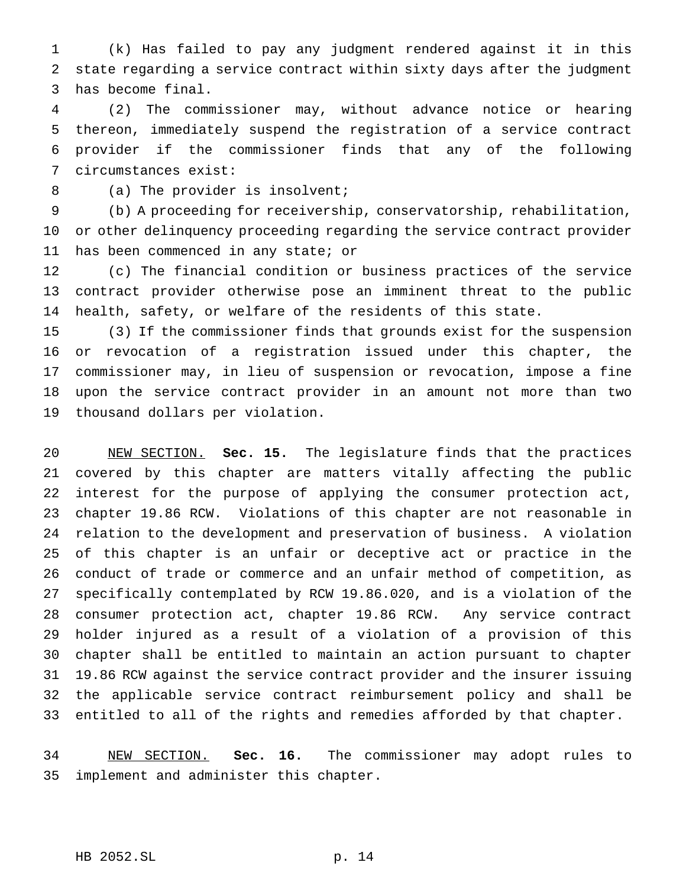(k) Has failed to pay any judgment rendered against it in this state regarding a service contract within sixty days after the judgment has become final.

(2) The commissioner may, without advance notice or hearing thereon, immediately suspend the registration of a service contract provider if the commissioner finds that any of the following circumstances exist:

(a) The provider is insolvent;

(b) A proceeding for receivership, conservatorship, rehabilitation, or other delinquency proceeding regarding the service contract provider has been commenced in any state; or

(c) The financial condition or business practices of the service contract provider otherwise pose an imminent threat to the public health, safety, or welfare of the residents of this state.

(3) If the commissioner finds that grounds exist for the suspension or revocation of a registration issued under this chapter, the commissioner may, in lieu of suspension or revocation, impose a fine upon the service contract provider in an amount not more than two thousand dollars per violation.

NEW SECTION. **Sec. 15.** The legislature finds that the practices covered by this chapter are matters vitally affecting the public interest for the purpose of applying the consumer protection act, chapter 19.86 RCW. Violations of this chapter are not reasonable in relation to the development and preservation of business. A violation of this chapter is an unfair or deceptive act or practice in the conduct of trade or commerce and an unfair method of competition, as specifically contemplated by RCW 19.86.020, and is a violation of the consumer protection act, chapter 19.86 RCW. Any service contract holder injured as a result of a violation of a provision of this chapter shall be entitled to maintain an action pursuant to chapter 19.86 RCW against the service contract provider and the insurer issuing the applicable service contract reimbursement policy and shall be entitled to all of the rights and remedies afforded by that chapter.

NEW SECTION. **Sec. 16.** The commissioner may adopt rules to implement and administer this chapter.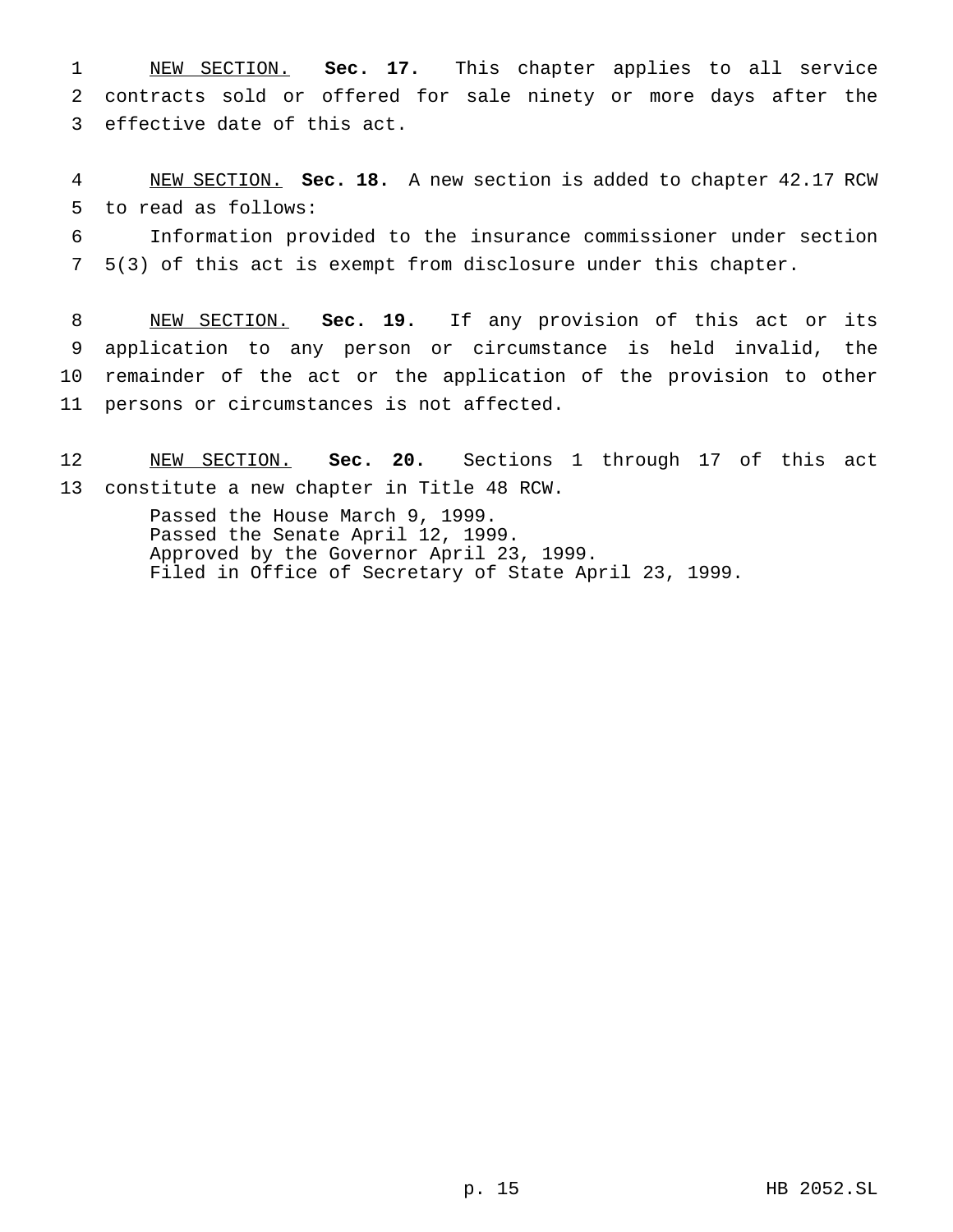NEW SECTION. **Sec. 17.** This chapter applies to all service contracts sold or offered for sale ninety or more days after the effective date of this act.

NEW SECTION. **Sec. 18.** A new section is added to chapter 42.17 RCW to read as follows:

Information provided to the insurance commissioner under section 5(3) of this act is exempt from disclosure under this chapter.

NEW SECTION. **Sec. 19.** If any provision of this act or its application to any person or circumstance is held invalid, the remainder of the act or the application of the provision to other persons or circumstances is not affected.

NEW SECTION. **Sec. 20.** Sections 1 through 17 of this act constitute a new chapter in Title 48 RCW.

Passed the House March 9, 1999.
Passed the Senate April 12, 1999.
Approved by the Governor April 23, 1999.
Filed in Office of Secretary of State April 23, 1999.